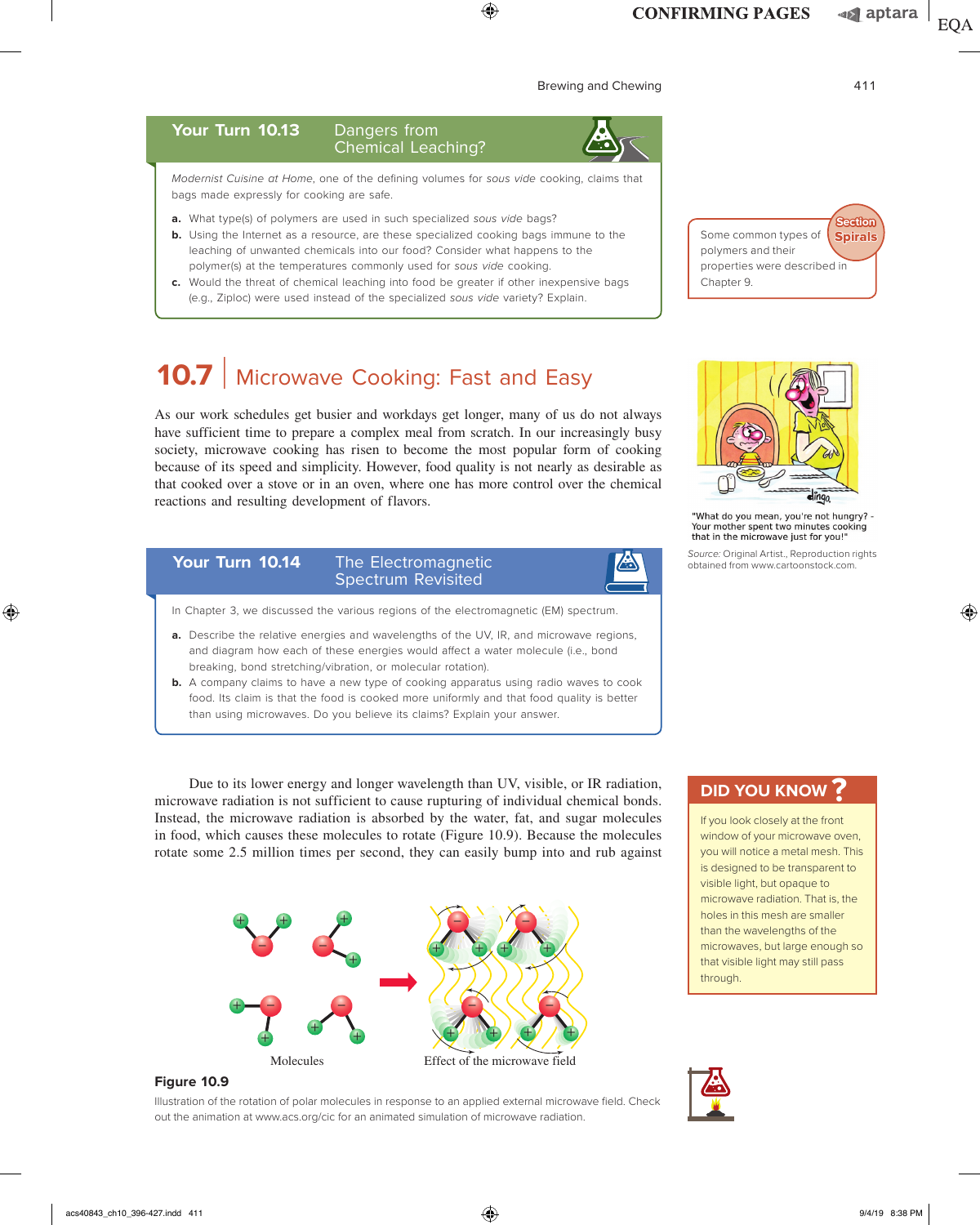## Your Turn 10.13 Dangers from Chemical Leaching?

*Modernist Cuisine at Home*, one of the defining volumes for *sous vide* cooking, claims that bags made expressly for cooking are safe.

**a.** What type(s) of polymers are used in such specialized *sous vide* bags?

**b.** Using the Internet as a resource, are these specialized cooking bags immune to the leaching of unwanted chemicals into our food? Consider what happens to the polymer(s) at the temperatures commonly used for *sous vide* cooking.

**c.** Would the threat of chemical leaching into food be greater if other inexpensive bags (e.g., Ziploc) were used instead of the specialized *sous vide* variety? Explain.

**Section Spirals**

Some common types of polymers and their properties were described in Chapter 9.

# 10.7 Microwave Cooking: Fast and Easy

As our work schedules get busier and workdays get longer, many of us do not always have sufficient time to prepare a complex meal from scratch. In our increasingly busy society, microwave cooking has risen to become the most popular form of cooking because of its speed and simplicity. However, food quality is not nearly as desirable as that cooked over a stove or in an oven, where one has more control over the chemical reactions and resulting development of flavors.

"What do you mean, you're not hungry? - Your mother spent two minutes cooking that in the microwave just for you!"

*Source:* Original Artist, Reproduction rights obtained from www.cartoonstock.com.

## Your Turn 10.14 The Electromagnetic Spectrum Revisited

In Chapter 3, we discussed the various regions of the electromagnetic (EM) spectrum.

**a.** Describe the relative energies and wavelengths of the UV, IR, and microwave regions, and diagram how each of these energies would affect a water molecule (i.e., bond breaking, bond stretching/vibration, or molecular rotation).

**b.** A company claims to have a new type of cooking apparatus using radio waves to cook food. Its claim is that the food is cooked more uniformly and that food quality is better than using microwaves. Do you believe its claims? Explain your answer.

Due to its lower energy and longer wavelength than UV, visible, or IR radiation, microwave radiation is not sufficient to cause rupturing of individual chemical bonds. Instead, the microwave radiation is absorbed by the water, fat, and sugar molecules in food, which causes these molecules to rotate (Figure 10.9). Because the molecules rotate some 2.5 million times per second, they can easily bump into and rub against

**DID YOU KNOW?**

If you look closely at the front window of your microwave oven, you will notice a metal mesh. This is designed to be transparent to visible light, but opaque to microwave radiation. That is, the holes in this mesh are smaller than the wavelengths of the microwaves, but large enough so that visible light may still pass through.

Molecules — Effect of the microwave field

**Figure 10.9**

Illustration of the rotation of polar molecules in response to an applied external microwave field. Check out the animation at www.acs.org/cic for an animated simulation of microwave radiation.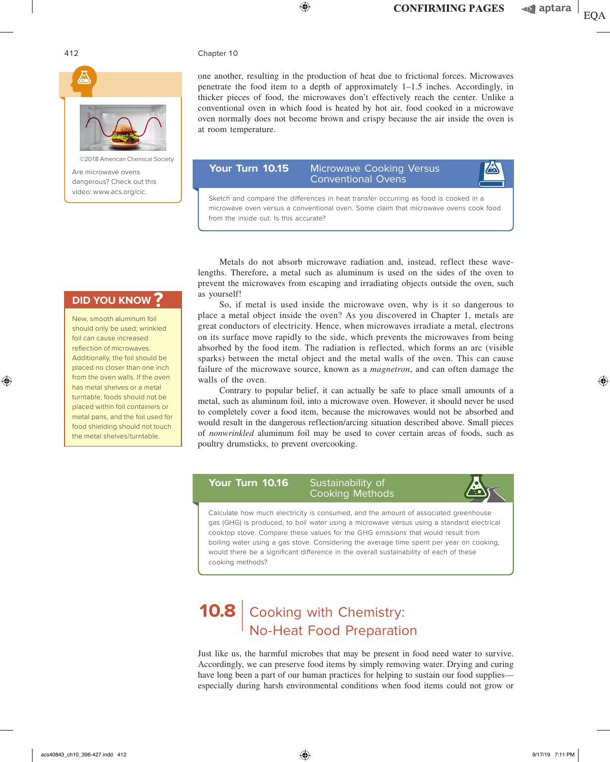one another, resulting in the production of heat due to frictional forces. Microwaves penetrate the food item to a depth of approximately 1–1.5 inches. Accordingly, in thicker pieces of food, the microwaves don't effectively reach the center. Unlike a conventional oven in which food is heated by hot air, food cooked in a microwave oven normally does not become brown and crispy because the air inside the oven is at room temperature.

©2018 American Chemical Society

Are microwave ovens dangerous? Check out this video: www.acs.org/cic.

**Your Turn 10.15** Microwave Cooking Versus Conventional Ovens

Sketch and compare the differences in heat transfer occurring as food is cooked in a microwave oven versus a conventional oven. Some claim that microwave ovens cook food from the inside out. Is this accurate?

Metals do not absorb microwave radiation and, instead, reflect these wavelengths. Therefore, a metal such as aluminum is used on the sides of the oven to prevent the microwaves from escaping and irradiating objects outside the oven, such as yourself!

So, if metal is used inside the microwave oven, why is it so dangerous to place a metal object inside the oven? As you discovered in Chapter 1, metals are great conductors of electricity. Hence, when microwaves irradiate a metal, electrons on its surface move rapidly to the side, which prevents the microwaves from being absorbed by the food item. The radiation is reflected, which forms an arc (visible sparks) between the metal object and the metal walls of the oven. This can cause failure of the microwave source, known as a *magnetron*, and can often damage the walls of the oven.

Contrary to popular belief, it can actually be safe to place small amounts of a metal, such as aluminum foil, into a microwave oven. However, it should never be used to completely cover a food item, because the microwaves would not be absorbed and would result in the dangerous reflection/arcing situation described above. Small pieces of *nonwrinkled* aluminum foil may be used to cover certain areas of foods, such as poultry drumsticks, to prevent overcooking.

**DID YOU KNOW?**

New, smooth aluminum foil should only be used; wrinkled foil can cause increased reflection of microwaves. Additionally, the foil should be placed no closer than one inch from the oven walls. If the oven has metal shelves or a metal turntable, foods should not be placed within foil containers or metal pans, and the foil used for food shielding should not touch the metal shelves/turntable.

**Your Turn 10.16** Sustainability of Cooking Methods

Calculate how much electricity is consumed, and the amount of associated greenhouse gas (GHG) is produced, to boil water using a microwave versus using a standard electrical cooktop stove. Compare these values for the GHG emissions that would result from boiling water using a gas stove. Considering the average time spent per year on cooking, would there be a significant difference in the overall sustainability of each of these cooking methods?

## 10.8 Cooking with Chemistry: No-Heat Food Preparation

Just like us, the harmful microbes that may be present in food need water to survive. Accordingly, we can preserve food items by simply removing water. Drying and curing have long been a part of our human practices for helping to sustain our food supplies—especially during harsh environmental conditions when food items could not grow or